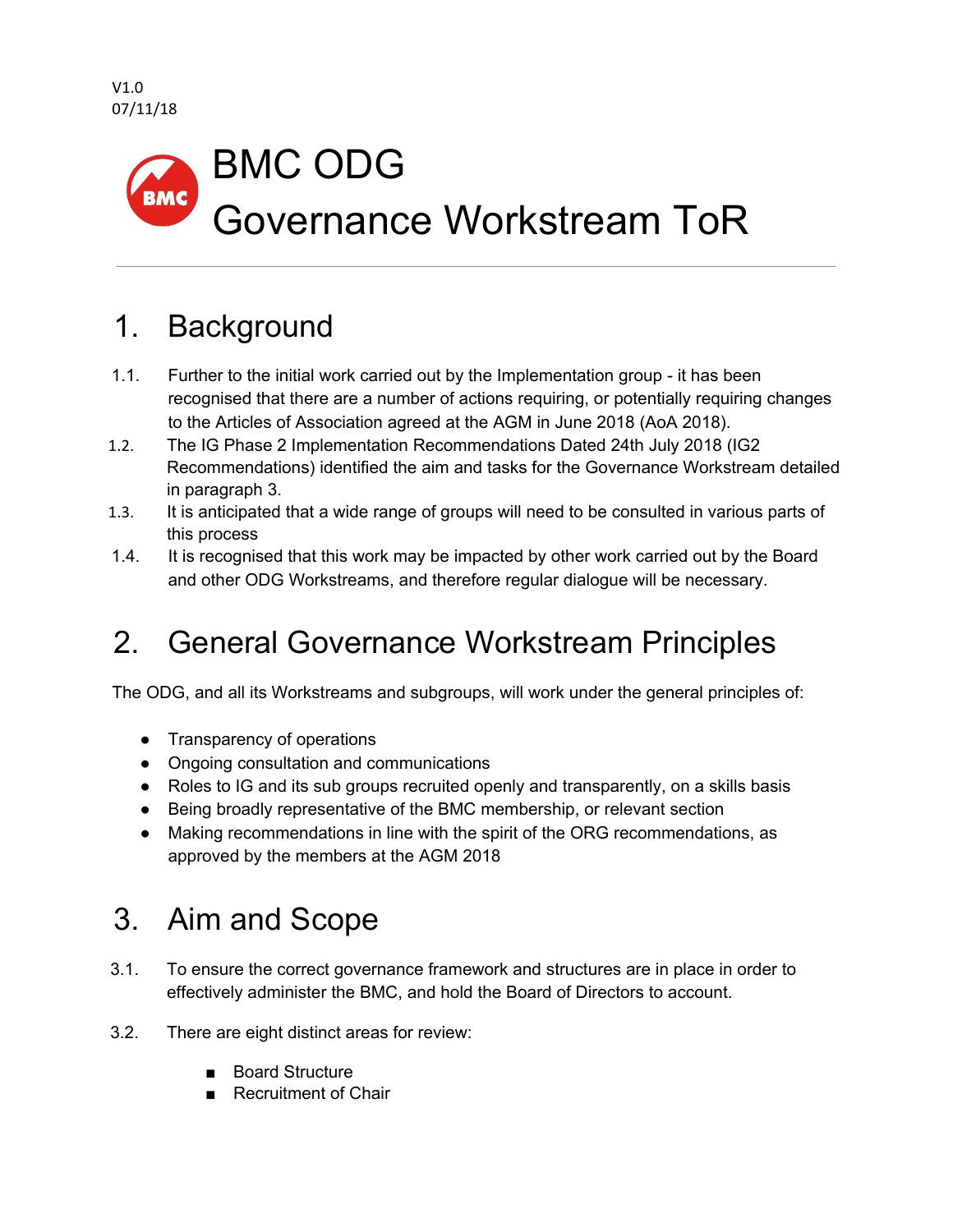V1.0
07/11/18

# BMC ODG
# Governance Workstream ToR

## 1. Background

1.1. Further to the initial work carried out by the Implementation group - it has been recognised that there are a number of actions requiring, or potentially requiring changes to the Articles of Association agreed at the AGM in June 2018 (AoA 2018).

1.2. The IG Phase 2 Implementation Recommendations Dated 24th July 2018 (IG2 Recommendations) identified the aim and tasks for the Governance Workstream detailed in paragraph 3.

1.3. It is anticipated that a wide range of groups will need to be consulted in various parts of this process

1.4. It is recognised that this work may be impacted by other work carried out by the Board and other ODG Workstreams, and therefore regular dialogue will be necessary.

## 2. General Governance Workstream Principles

The ODG, and all its Workstreams and subgroups, will work under the general principles of:

- Transparency of operations
- Ongoing consultation and communications
- Roles to IG and its sub groups recruited openly and transparently, on a skills basis
- Being broadly representative of the BMC membership, or relevant section
- Making recommendations in line with the spirit of the ORG recommendations, as approved by the members at the AGM 2018

## 3. Aim and Scope

3.1. To ensure the correct governance framework and structures are in place in order to effectively administer the BMC, and hold the Board of Directors to account.

3.2. There are eight distinct areas for review:

- Board Structure
- Recruitment of Chair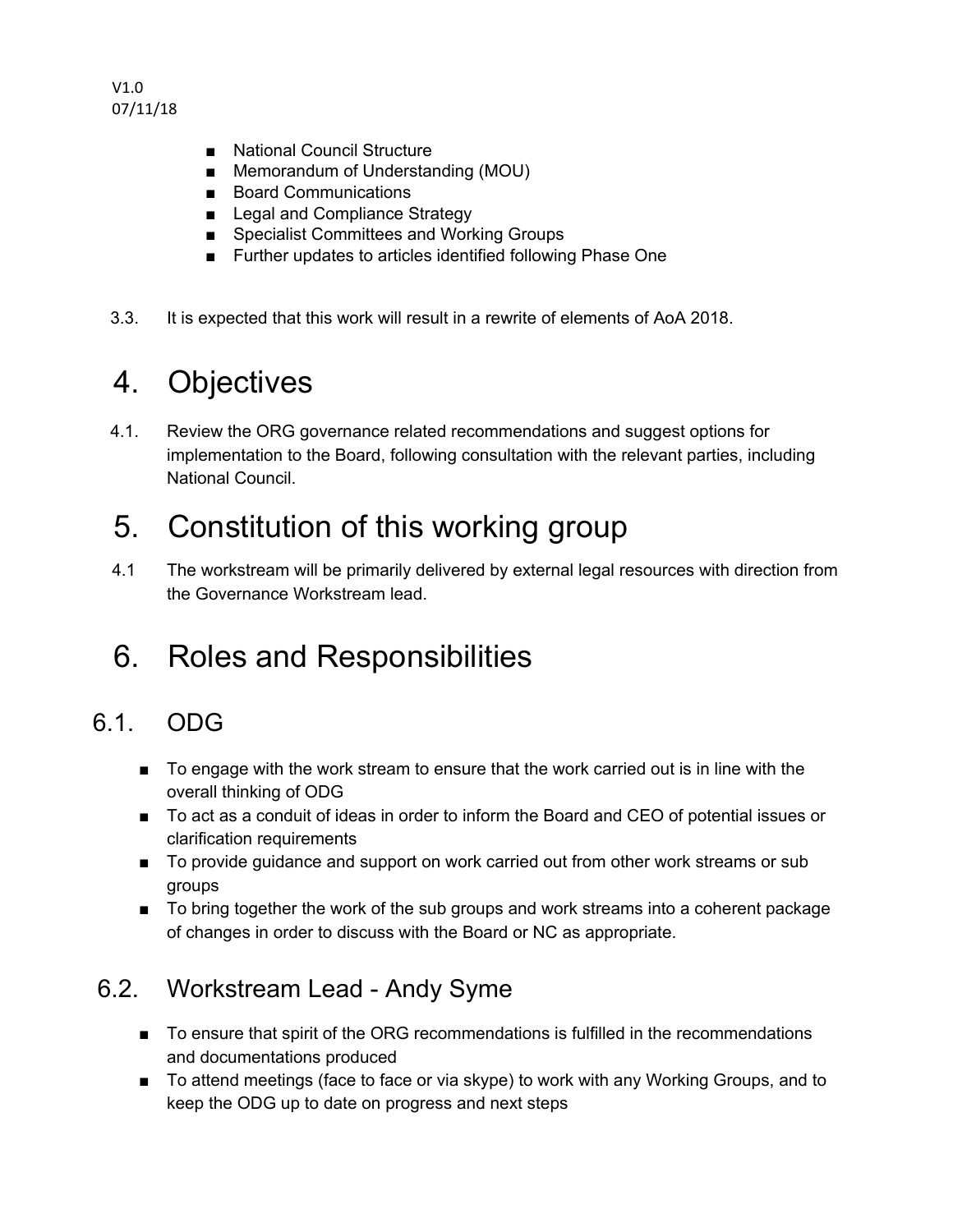- National Council Structure
- Memorandum of Understanding (MOU)
- Board Communications
- Legal and Compliance Strategy
- Specialist Committees and Working Groups
- Further updates to articles identified following Phase One

3.3. It is expected that this work will result in a rewrite of elements of AoA 2018.

# 4. Objectives

4.1. Review the ORG governance related recommendations and suggest options for implementation to the Board, following consultation with the relevant parties, including National Council.

# 5. Constitution of this working group

4.1 The workstream will be primarily delivered by external legal resources with direction from the Governance Workstream lead.

# 6. Roles and Responsibilities

## 6.1. ODG

- To engage with the work stream to ensure that the work carried out is in line with the overall thinking of ODG
- To act as a conduit of ideas in order to inform the Board and CEO of potential issues or clarification requirements
- To provide guidance and support on work carried out from other work streams or sub groups
- To bring together the work of the sub groups and work streams into a coherent package of changes in order to discuss with the Board or NC as appropriate.

## 6.2. Workstream Lead - Andy Syme

- To ensure that spirit of the ORG recommendations is fulfilled in the recommendations and documentations produced
- To attend meetings (face to face or via skype) to work with any Working Groups, and to keep the ODG up to date on progress and next steps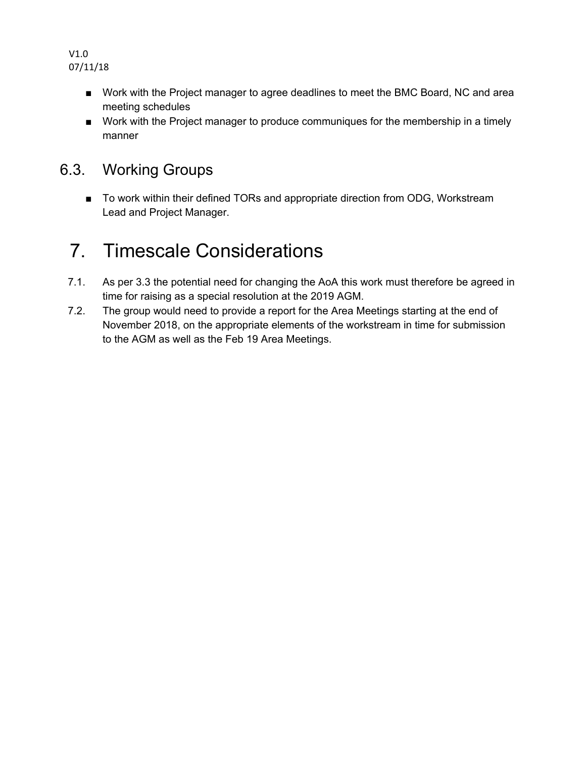- Work with the Project manager to agree deadlines to meet the BMC Board, NC and area meeting schedules
- Work with the Project manager to produce communiques for the membership in a timely manner

## 6.3. Working Groups

- To work within their defined TORs and appropriate direction from ODG, Workstream Lead and Project Manager.

# 7. Timescale Considerations

7.1. As per 3.3 the potential need for changing the AoA this work must therefore be agreed in time for raising as a special resolution at the 2019 AGM.

7.2. The group would need to provide a report for the Area Meetings starting at the end of November 2018, on the appropriate elements of the workstream in time for submission to the AGM as well as the Feb 19 Area Meetings.